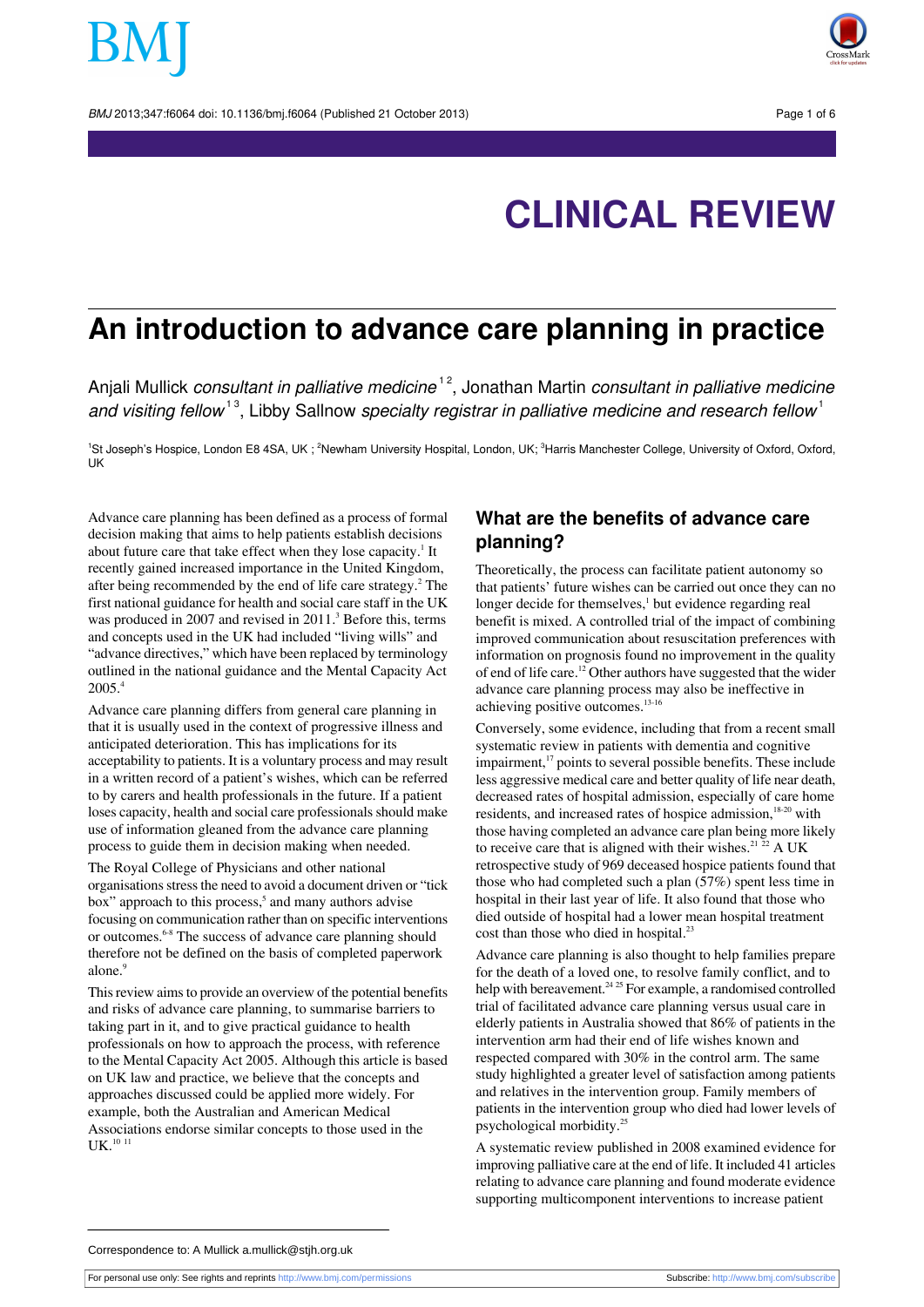# CLINICAL REVIEW

## An introduction to advance care planning in practice

Anjali Mullick *consultant in palliative medicine*[1,2], Jonathan Martin *consultant in palliative medicine and visiting fellow*[1,3], Libby Sallnow *specialty registrar in palliative medicine and research fellow*[1]

[1]St Joseph's Hospice, London E8 4SA, UK ; [2]Newham University Hospital, London, UK; [3]Harris Manchester College, University of Oxford, Oxford, UK

Advance care planning has been defined as a process of formal decision making that aims to help patients establish decisions about future care that take effect when they lose capacity.[1] It recently gained increased importance in the United Kingdom, after being recommended by the end of life care strategy.[2] The first national guidance for health and social care staff in the UK was produced in 2007 and revised in 2011.[3] Before this, terms and concepts used in the UK had included "living wills" and "advance directives," which have been replaced by terminology outlined in the national guidance and the Mental Capacity Act 2005.[4]

Advance care planning differs from general care planning in that it is usually used in the context of progressive illness and anticipated deterioration. This has implications for its acceptability to patients. It is a voluntary process and may result in a written record of a patient's wishes, which can be referred to by carers and health professionals in the future. If a patient loses capacity, health and social care professionals should make use of information gleaned from the advance care planning process to guide them in decision making when needed.

The Royal College of Physicians and other national organisations stress the need to avoid a document driven or "tick box" approach to this process,[5] and many authors advise focusing on communication rather than on specific interventions or outcomes.[6-8] The success of advance care planning should therefore not be defined on the basis of completed paperwork alone.[9]

This review aims to provide an overview of the potential benefits and risks of advance care planning, to summarise barriers to taking part in it, and to give practical guidance to health professionals on how to approach the process, with reference to the Mental Capacity Act 2005. Although this article is based on UK law and practice, we believe that the concepts and approaches discussed could be applied more widely. For example, both the Australian and American Medical Associations endorse similar concepts to those used in the UK.[10,11]

## What are the benefits of advance care planning?

Theoretically, the process can facilitate patient autonomy so that patients' future wishes can be carried out once they can no longer decide for themselves,[1] but evidence regarding real benefit is mixed. A controlled trial of the impact of combining improved communication about resuscitation preferences with information on prognosis found no improvement in the quality of end of life care.[12] Other authors have suggested that the wider advance care planning process may also be ineffective in achieving positive outcomes.[13-16]

Conversely, some evidence, including that from a recent small systematic review in patients with dementia and cognitive impairment,[17] points to several possible benefits. These include less aggressive medical care and better quality of life near death, decreased rates of hospital admission, especially of care home residents, and increased rates of hospice admission,[18-20] with those having completed an advance care plan being more likely to receive care that is aligned with their wishes.[21,22] A UK retrospective study of 969 deceased hospice patients found that those who had completed such a plan (57%) spent less time in hospital in their last year of life. It also found that those who died outside of hospital had a lower mean hospital treatment cost than those who died in hospital.[23]

Advance care planning is also thought to help families prepare for the death of a loved one, to resolve family conflict, and to help with bereavement.[24,25] For example, a randomised controlled trial of facilitated advance care planning versus usual care in elderly patients in Australia showed that 86% of patients in the intervention arm had their end of life wishes known and respected compared with 30% in the control arm. The same study highlighted a greater level of satisfaction among patients and relatives in the intervention group. Family members of patients in the intervention group who died had lower levels of psychological morbidity.[25]

A systematic review published in 2008 examined evidence for improving palliative care at the end of life. It included 41 articles relating to advance care planning and found moderate evidence supporting multicomponent interventions to increase patient

Correspondence to: A Mullick a.mullick@stjh.org.uk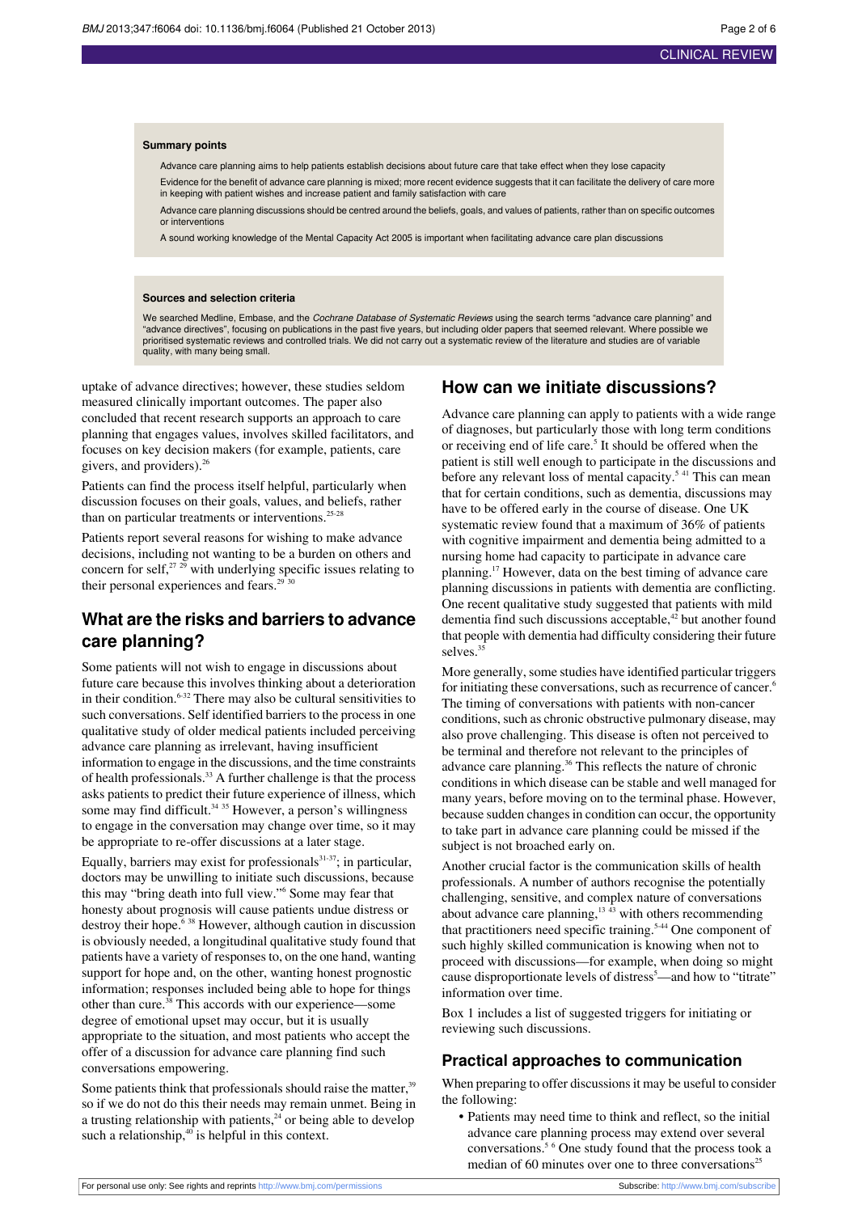**Summary points**

Advance care planning aims to help patients establish decisions about future care that take effect when they lose capacity

Evidence for the benefit of advance care planning is mixed; more recent evidence suggests that it can facilitate the delivery of care more in keeping with patient wishes and increase patient and family satisfaction with care

Advance care planning discussions should be centred around the beliefs, goals, and values of patients, rather than on specific outcomes or interventions

A sound working knowledge of the Mental Capacity Act 2005 is important when facilitating advance care plan discussions

**Sources and selection criteria**

We searched Medline, Embase, and the *Cochrane Database of Systematic Reviews* using the search terms "advance care planning" and "advance directives", focusing on publications in the past five years, but including older papers that seemed relevant. Where possible we prioritised systematic reviews and controlled trials. We did not carry out a systematic review of the literature and studies are of variable quality, with many being small.

uptake of advance directives; however, these studies seldom measured clinically important outcomes. The paper also concluded that recent research supports an approach to care planning that engages values, involves skilled facilitators, and focuses on key decision makers (for example, patients, care givers, and providers).[26]

Patients can find the process itself helpful, particularly when discussion focuses on their goals, values, and beliefs, rather than on particular treatments or interventions.[25-28]

Patients report several reasons for wishing to make advance decisions, including not wanting to be a burden on others and concern for self,[27 29] with underlying specific issues relating to their personal experiences and fears.[29 30]

## What are the risks and barriers to advance care planning?

Some patients will not wish to engage in discussions about future care because this involves thinking about a deterioration in their condition.[6-32] There may also be cultural sensitivities to such conversations. Self identified barriers to the process in one qualitative study of older medical patients included perceiving advance care planning as irrelevant, having insufficient information to engage in the discussions, and the time constraints of health professionals.[33] A further challenge is that the process asks patients to predict their future experience of illness, which some may find difficult.[34 35] However, a person's willingness to engage in the conversation may change over time, so it may be appropriate to re-offer discussions at a later stage.

Equally, barriers may exist for professionals[31-37]; in particular, doctors may be unwilling to initiate such discussions, because this may "bring death into full view."[6] Some may fear that honesty about prognosis will cause patients undue distress or destroy their hope.[6 38] However, although caution in discussion is obviously needed, a longitudinal qualitative study found that patients have a variety of responses to, on the one hand, wanting support for hope and, on the other, wanting honest prognostic information; responses included being able to hope for things other than cure.[38] This accords with our experience—some degree of emotional upset may occur, but it is usually appropriate to the situation, and most patients who accept the offer of a discussion for advance care planning find such conversations empowering.

Some patients think that professionals should raise the matter,[39] so if we do not do this their needs may remain unmet. Being in a trusting relationship with patients,[24] or being able to develop such a relationship,[40] is helpful in this context.

## How can we initiate discussions?

Advance care planning can apply to patients with a wide range of diagnoses, but particularly those with long term conditions or receiving end of life care.[5] It should be offered when the patient is still well enough to participate in the discussions and before any relevant loss of mental capacity.[5 41] This can mean that for certain conditions, such as dementia, discussions may have to be offered early in the course of disease. One UK systematic review found that a maximum of 36% of patients with cognitive impairment and dementia being admitted to a nursing home had capacity to participate in advance care planning.[17] However, data on the best timing of advance care planning discussions in patients with dementia are conflicting. One recent qualitative study suggested that patients with mild dementia find such discussions acceptable,[42] but another found that people with dementia had difficulty considering their future selves.[35]

More generally, some studies have identified particular triggers for initiating these conversations, such as recurrence of cancer.[6] The timing of conversations with patients with non-cancer conditions, such as chronic obstructive pulmonary disease, may also prove challenging. This disease is often not perceived to be terminal and therefore not relevant to the principles of advance care planning.[36] This reflects the nature of chronic conditions in which disease can be stable and well managed for many years, before moving on to the terminal phase. However, because sudden changes in condition can occur, the opportunity to take part in advance care planning could be missed if the subject is not broached early on.

Another crucial factor is the communication skills of health professionals. A number of authors recognise the potentially challenging, sensitive, and complex nature of conversations about advance care planning,[13 43] with others recommending that practitioners need specific training.[5-44] One component of such highly skilled communication is knowing when not to proceed with discussions—for example, when doing so might cause disproportionate levels of distress[5]—and how to "titrate" information over time.

Box 1 includes a list of suggested triggers for initiating or reviewing such discussions.

### Practical approaches to communication

When preparing to offer discussions it may be useful to consider the following:

- Patients may need time to think and reflect, so the initial advance care planning process may extend over several conversations.[5 6] One study found that the process took a median of 60 minutes over one to three conversations[25]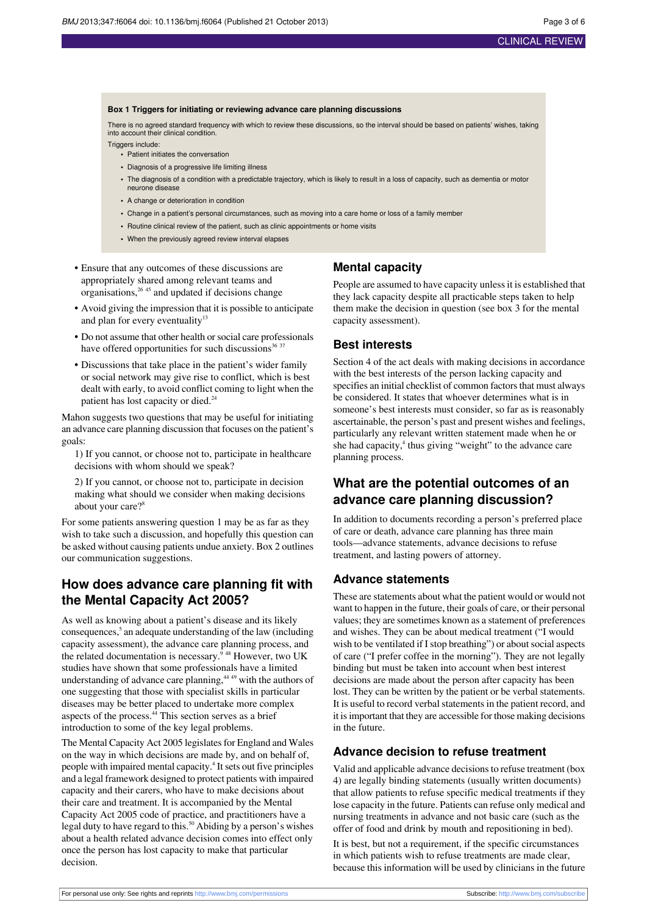**Box 1 Triggers for initiating or reviewing advance care planning discussions**

There is no agreed standard frequency with which to review these discussions, so the interval should be based on patients' wishes, taking into account their clinical condition.

Triggers include:

- Patient initiates the conversation
- Diagnosis of a progressive life limiting illness
- The diagnosis of a condition with a predictable trajectory, which is likely to result in a loss of capacity, such as dementia or motor neurone disease
- A change or deterioration in condition
- Change in a patient's personal circumstances, such as moving into a care home or loss of a family member
- Routine clinical review of the patient, such as clinic appointments or home visits
- When the previously agreed review interval elapses

- Ensure that any outcomes of these discussions are appropriately shared among relevant teams and organisations,[26 45] and updated if decisions change
- Avoid giving the impression that it is possible to anticipate and plan for every eventuality[13]
- Do not assume that other health or social care professionals have offered opportunities for such discussions[36 37]
- Discussions that take place in the patient's wider family or social network may give rise to conflict, which is best dealt with early, to avoid conflict coming to light when the patient has lost capacity or died.[24]

Mahon suggests two questions that may be useful for initiating an advance care planning discussion that focuses on the patient's goals:

1) If you cannot, or choose not to, participate in healthcare decisions with whom should we speak?

2) If you cannot, or choose not to, participate in decision making what should we consider when making decisions about your care?[8]

For some patients answering question 1 may be as far as they wish to take such a discussion, and hopefully this question can be asked without causing patients undue anxiety. Box 2 outlines our communication suggestions.

## How does advance care planning fit with the Mental Capacity Act 2005?

As well as knowing about a patient's disease and its likely consequences,[5] an adequate understanding of the law (including capacity assessment), the advance care planning process, and the related documentation is necessary.[9 48] However, two UK studies have shown that some professionals have a limited understanding of advance care planning,[44 49] with the authors of one suggesting that those with specialist skills in particular diseases may be better placed to undertake more complex aspects of the process.[44] This section serves as a brief introduction to some of the key legal problems.

The Mental Capacity Act 2005 legislates for England and Wales on the way in which decisions are made by, and on behalf of, people with impaired mental capacity.[4] It sets out five principles and a legal framework designed to protect patients with impaired capacity and their carers, who have to make decisions about their care and treatment. It is accompanied by the Mental Capacity Act 2005 code of practice, and practitioners have a legal duty to have regard to this.[50] Abiding by a person's wishes about a health related advance decision comes into effect only once the person has lost capacity to make that particular decision.

### Mental capacity

People are assumed to have capacity unless it is established that they lack capacity despite all practicable steps taken to help them make the decision in question (see box 3 for the mental capacity assessment).

### Best interests

Section 4 of the act deals with making decisions in accordance with the best interests of the person lacking capacity and specifies an initial checklist of common factors that must always be considered. It states that whoever determines what is in someone's best interests must consider, so far as is reasonably ascertainable, the person's past and present wishes and feelings, particularly any relevant written statement made when he or she had capacity,[4] thus giving "weight" to the advance care planning process.

## What are the potential outcomes of an advance care planning discussion?

In addition to documents recording a person's preferred place of care or death, advance care planning has three main tools—advance statements, advance decisions to refuse treatment, and lasting powers of attorney.

### Advance statements

These are statements about what the patient would or would not want to happen in the future, their goals of care, or their personal values; they are sometimes known as a statement of preferences and wishes. They can be about medical treatment ("I would wish to be ventilated if I stop breathing") or about social aspects of care ("I prefer coffee in the morning"). They are not legally binding but must be taken into account when best interest decisions are made about the person after capacity has been lost. They can be written by the patient or be verbal statements. It is useful to record verbal statements in the patient record, and it is important that they are accessible for those making decisions in the future.

### Advance decision to refuse treatment

Valid and applicable advance decisions to refuse treatment (box 4) are legally binding statements (usually written documents) that allow patients to refuse specific medical treatments if they lose capacity in the future. Patients can refuse only medical and nursing treatments in advance and not basic care (such as the offer of food and drink by mouth and repositioning in bed).

It is best, but not a requirement, if the specific circumstances in which patients wish to refuse treatments are made clear, because this information will be used by clinicians in the future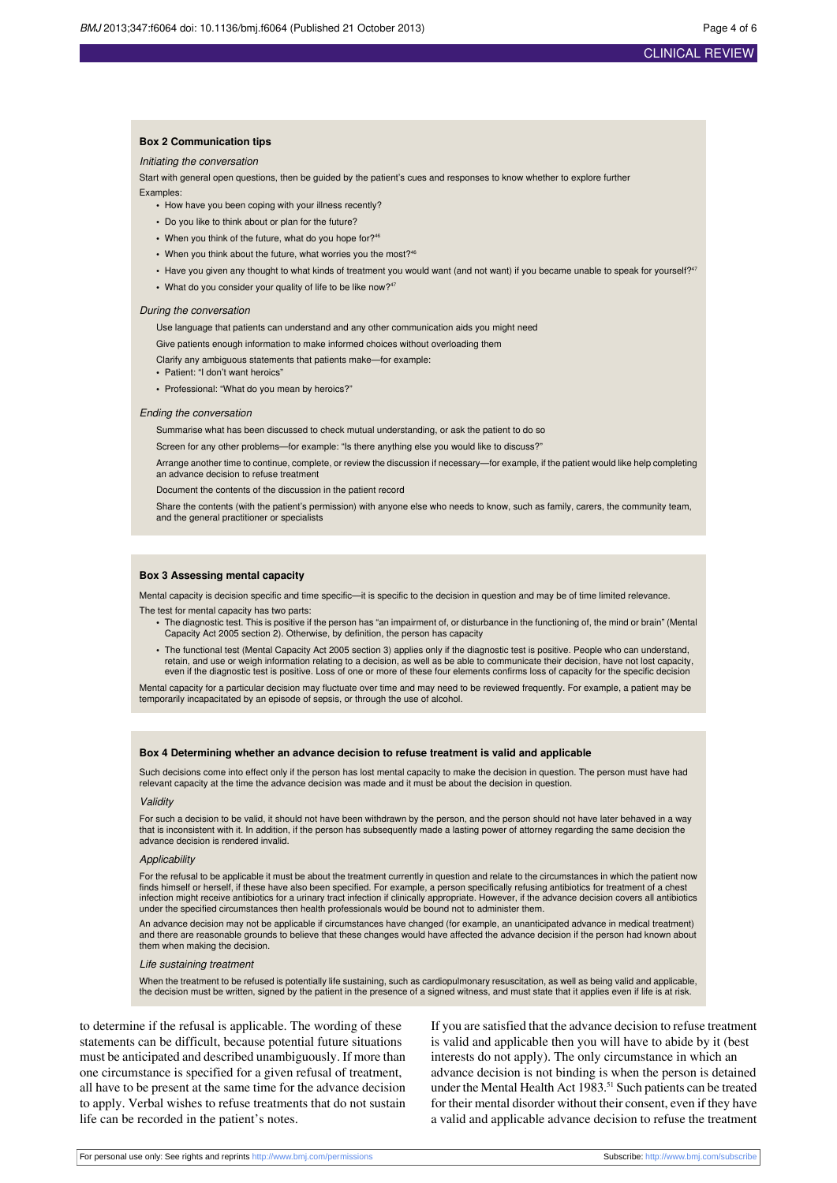### Box 2 Communication tips

*Initiating the conversation*

Start with general open questions, then be guided by the patient's cues and responses to know whether to explore further

Examples:

- How have you been coping with your illness recently?
- Do you like to think about or plan for the future?
- When you think of the future, what do you hope for?[46]
- When you think about the future, what worries you the most?[46]
- Have you given any thought to what kinds of treatment you would want (and not want) if you became unable to speak for yourself?[47]
- What do you consider your quality of life to be like now?[47]

*During the conversation*

Use language that patients can understand and any other communication aids you might need

Give patients enough information to make informed choices without overloading them

Clarify any ambiguous statements that patients make—for example:

- Patient: "I don't want heroics"
- Professional: "What do you mean by heroics?"

*Ending the conversation*

Summarise what has been discussed to check mutual understanding, or ask the patient to do so

Screen for any other problems—for example: "Is there anything else you would like to discuss?"

Arrange another time to continue, complete, or review the discussion if necessary—for example, if the patient would like help completing an advance decision to refuse treatment

Document the contents of the discussion in the patient record

Share the contents (with the patient's permission) with anyone else who needs to know, such as family, carers, the community team, and the general practitioner or specialists

### Box 3 Assessing mental capacity

Mental capacity is decision specific and time specific—it is specific to the decision in question and may be of time limited relevance.

The test for mental capacity has two parts:

- The diagnostic test. This is positive if the person has "an impairment of, or disturbance in the functioning of, the mind or brain" (Mental Capacity Act 2005 section 2). Otherwise, by definition, the person has capacity
- The functional test (Mental Capacity Act 2005 section 3) applies only if the diagnostic test is positive. People who can understand, retain, and use or weigh information relating to a decision, as well as be able to communicate their decision, have not lost capacity, even if the diagnostic test is positive. Loss of one or more of these four elements confirms loss of capacity for the specific decision

Mental capacity for a particular decision may fluctuate over time and may need to be reviewed frequently. For example, a patient may be temporarily incapacitated by an episode of sepsis, or through the use of alcohol.

### Box 4 Determining whether an advance decision to refuse treatment is valid and applicable

Such decisions come into effect only if the person has lost mental capacity to make the decision in question. The person must have had relevant capacity at the time the advance decision was made and it must be about the decision in question.

*Validity*

For such a decision to be valid, it should not have been withdrawn by the person, and the person should not have later behaved in a way that is inconsistent with it. In addition, if the person has subsequently made a lasting power of attorney regarding the same decision the advance decision is rendered invalid.

*Applicability*

For the refusal to be applicable it must be about the treatment currently in question and relate to the circumstances in which the patient now finds himself or herself, if these have also been specified. For example, a person specifically refusing antibiotics for treatment of a chest infection might receive antibiotics for a urinary tract infection if clinically appropriate. However, if the advance decision covers all antibiotics under the specified circumstances then health professionals would be bound not to administer them.

An advance decision may not be applicable if circumstances have changed (for example, an unanticipated advance in medical treatment) and there are reasonable grounds to believe that these changes would have affected the advance decision if the person had known about them when making the decision.

*Life sustaining treatment*

When the treatment to be refused is potentially life sustaining, such as cardiopulmonary resuscitation, as well as being valid and applicable, the decision must be written, signed by the patient in the presence of a signed witness, and must state that it applies even if life is at risk.

to determine if the refusal is applicable. The wording of these statements can be difficult, because potential future situations must be anticipated and described unambiguously. If more than one circumstance is specified for a given refusal of treatment, all have to be present at the same time for the advance decision to apply. Verbal wishes to refuse treatments that do not sustain life can be recorded in the patient's notes.

If you are satisfied that the advance decision to refuse treatment is valid and applicable then you will have to abide by it (best interests do not apply). The only circumstance in which an advance decision is not binding is when the person is detained under the Mental Health Act 1983.[51] Such patients can be treated for their mental disorder without their consent, even if they have a valid and applicable advance decision to refuse the treatment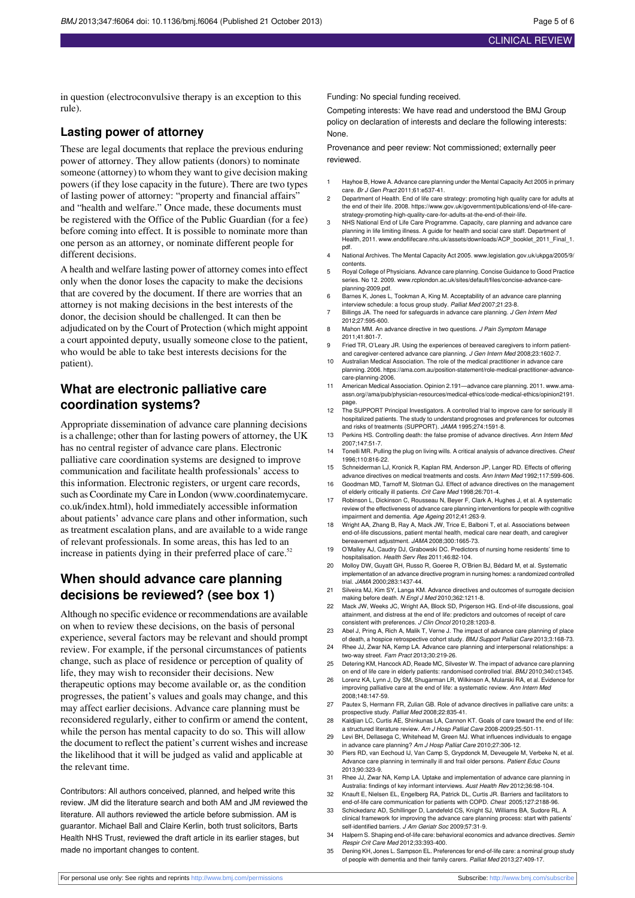in question (electroconvulsive therapy is an exception to this rule).

## Lasting power of attorney

These are legal documents that replace the previous enduring power of attorney. They allow patients (donors) to nominate someone (attorney) to whom they want to give decision making powers (if they lose capacity in the future). There are two types of lasting power of attorney: "property and financial affairs" and "health and welfare." Once made, these documents must be registered with the Office of the Public Guardian (for a fee) before coming into effect. It is possible to nominate more than one person as an attorney, or nominate different people for different decisions.

A health and welfare lasting power of attorney comes into effect only when the donor loses the capacity to make the decisions that are covered by the document. If there are worries that an attorney is not making decisions in the best interests of the donor, the decision should be challenged. It can then be adjudicated on by the Court of Protection (which might appoint a court appointed deputy, usually someone close to the patient, who would be able to take best interests decisions for the patient).

## What are electronic palliative care coordination systems?

Appropriate dissemination of advance care planning decisions is a challenge; other than for lasting powers of attorney, the UK has no central register of advance care plans. Electronic palliative care coordination systems are designed to improve communication and facilitate health professionals' access to this information. Electronic registers, or urgent care records, such as Coordinate my Care in London (www.coordinatemycare.co.uk/index.html), hold immediately accessible information about patients' advance care plans and other information, such as treatment escalation plans, and are available to a wide range of relevant professionals. In some areas, this has led to an increase in patients dying in their preferred place of care.[52]

## When should advance care planning decisions be reviewed? (see box 1)

Although no specific evidence or recommendations are available on when to review these decisions, on the basis of personal experience, several factors may be relevant and should prompt review. For example, if the personal circumstances of patients change, such as place of residence or perception of quality of life, they may wish to reconsider their decisions. New therapeutic options may become available or, as the condition progresses, the patient's values and goals may change, and this may affect earlier decisions. Advance care planning must be reconsidered regularly, either to confirm or amend the content, while the person has mental capacity to do so. This will allow the document to reflect the patient's current wishes and increase the likelihood that it will be judged as valid and applicable at the relevant time.

Contributors: All authors conceived, planned, and helped write this review. JM did the literature search and both AM and JM reviewed the literature. All authors reviewed the article before submission. AM is guarantor. Michael Ball and Claire Kerlin, both trust solicitors, Barts Health NHS Trust, reviewed the draft article in its earlier stages, but made no important changes to content.

Funding: No special funding received.

Competing interests: We have read and understood the BMJ Group policy on declaration of interests and declare the following interests: None.

Provenance and peer review: Not commissioned; externally peer reviewed.

1. Hayhoe B, Howe A. Advance care planning under the Mental Capacity Act 2005 in primary care. *Br J Gen Pract* 2011;61:e537-41.
2. Department of Health. End of life care strategy: promoting high quality care for adults at the end of their life. 2008. https://www.gov.uk/government/publications/end-of-life-care-strategy-promoting-high-quality-care-for-adults-at-the-end-of-their-life.
3. NHS National End of Life Care Programme. Capacity, care planning and advance care planning in life limiting illness. A guide for health and social care staff. Department of Health, 2011. www.endoflifecare.nhs.uk/assets/downloads/ACP_booklet_2011_Final_1.pdf.
4. National Archives. The Mental Capacity Act 2005. www.legislation.gov.uk/ukpga/2005/9/contents.
5. Royal College of Physicians. Advance care planning. Concise Guidance to Good Practice series. No 12. 2009. www.rcplondon.ac.uk/sites/default/files/concise-advance-care-planning-2009.pdf.
6. Barnes K, Jones L, Tookman A, King M. Acceptability of an advance care planning interview schedule: a focus group study. *Palliat Med* 2007;21:23-8.
7. Billings JA. The need for safeguards in advance care planning. *J Gen Intern Med* 2012;27:595-600.
8. Mahon MM. An advance directive in two questions. *J Pain Symptom Manage* 2011;41:801-7.
9. Fried TR, O'Leary JR. Using the experiences of bereaved caregivers to inform patient- and caregiver-centered advance care planning. *J Gen Intern Med* 2008;23:1602-7.
10. Australian Medical Association. The role of the medical practitioner in advance care planning. 2006. https://ama.com.au/position-statement/role-medical-practitioner-advance-care-planning-2006.
11. American Medical Association. Opinion 2.191—advance care planning. 2011. www.ama-assn.org//ama/pub/physician-resources/medical-ethics/code-medical-ethics/opinion2191.page.
12. The SUPPORT Principal Investigators. A controlled trial to improve care for seriously ill hospitalized patients. The study to understand prognoses and preferences for outcomes and risks of treatments (SUPPORT). *JAMA* 1995;274:1591-8.
13. Perkins HS. Controlling death: the false promise of advance directives. *Ann Intern Med* 2007;147:51-7.
14. Tonelli MR. Pulling the plug on living wills. A critical analysis of advance directives. *Chest* 1996;110:816-22.
15. Schneiderman LJ, Kronick R, Kaplan RM, Anderson JP, Langer RD. Effects of offering advance directives on medical treatments and costs. *Ann Intern Med* 1992;117:599-606.
16. Goodman MD, Tarnoff M, Slotman GJ. Effect of advance directives on the management of elderly critically ill patients. *Crit Care Med* 1998;26:701-4.
17. Robinson L, Dickinson C, Rousseau N, Beyer F, Clark A, Hughes J, et al. A systematic review of the effectiveness of advance care planning interventions for people with cognitive impairment and dementia. *Age Ageing* 2012;41:263-9.
18. Wright AA, Zhang B, Ray A, Mack JW, Trice E, Balboni T, et al. Associations between end-of-life discussions, patient mental health, medical care near death, and caregiver bereavement adjustment. *JAMA* 2008;300:1665-73.
19. O'Malley AJ, Caudry DJ, Grabowski DC. Predictors of nursing home residents' time to hospitalisation. *Health Serv Res* 2011;46:82-104.
20. Molloy DW, Guyatt GH, Russo R, Goeree R, O'Brien BJ, Bédard M, et al. Systematic implementation of an advance directive program in nursing homes: a randomized controlled trial. *JAMA* 2000;283:1437-44.
21. Silveira MJ, Kim SY, Langa KM. Advance directives and outcomes of surrogate decision making before death. *N Engl J Med* 2010;362:1211-8.
22. Mack JW, Weeks JC, Wright AA, Block SD, Prigerson HG. End-of-life discussions, goal attainment, and distress at the end of life: predictors and outcomes of receipt of care consistent with preferences. *J Clin Oncol* 2010;28:1203-8.
23. Abel J, Pring A, Rich A, Malik T, Verne J. The impact of advance care planning of place of death, a hospice retrospective cohort study. *BMJ Support Palliat Care* 2013;3:168-73.
24. Rhee JJ, Zwar NA, Kemp LA. Advance care planning and interpersonal relationships: a two-way street. *Fam Pract* 2013;30:219-26.
25. Detering KM, Hancock AD, Reade MC, Silvester W. The impact of advance care planning on end of life care in elderly patients: randomised controlled trial. *BMJ* 2010;340:c1345.
26. Lorenz KA, Lynn J, Dy SM, Shugarman LR, Wilkinson A, Mularski RA, et al. Evidence for improving palliative care at the end of life: a systematic review. *Ann Intern Med* 2008;148:147-59.
27. Pautex S, Hermann FR, Zulian GB. Role of advance directives in palliative care units: a prospective study. *Palliat Med* 2008;22:835-41.
28. Kaldjian LC, Curtis AE, Shinkunas LA, Cannon KT. Goals of care toward the end of life: a structured literature review. *Am J Hosp Palliat Care* 2008-2009;25:501-11.
29. Levi BH, Dellasega C, Whitehead M, Green MJ. What influences individuals to engage in advance care planning? *Am J Hosp Palliat Care* 2010;27:306-12.
30. Piers RD, van Eechoud IJ, Van Camp S, Grypdonck M, Deveugele M, Verbeke N, et al. Advance care planning in terminally ill and frail older persons. *Patient Educ Couns* 2013;90:323-9.
31. Rhee JJ, Zwar NA, Kemp LA. Uptake and implementation of advance care planning in Australia: findings of key informant interviews. *Aust Health Rev* 2012;36:98-104.
32. Knauft E, Nielsen EL, Engelberg RA, Patrick DL, Curtis JR. Barriers and facilitators to end-of-life care communication for patients with COPD. *Chest* 2005;127:2188-96.
33. Schickedanz AD, Schillinger D, Landefeld CS, Knight SJ, Williams BA, Sudore RL. A clinical framework for improving the advance care planning process: start with patients' self-identified barriers. *J Am Geriatr Soc* 2009;57:31-9.
34. Halpern S. Shaping end-of-life care: behavioral economics and advance directives. *Semin Respir Crit Care Med* 2012;33:393-400.
35. Dening KH, Jones L. Sampson EL. Preferences for end-of-life care: a nominal group study of people with dementia and their family carers. *Palliat Med* 2013;27:409-17.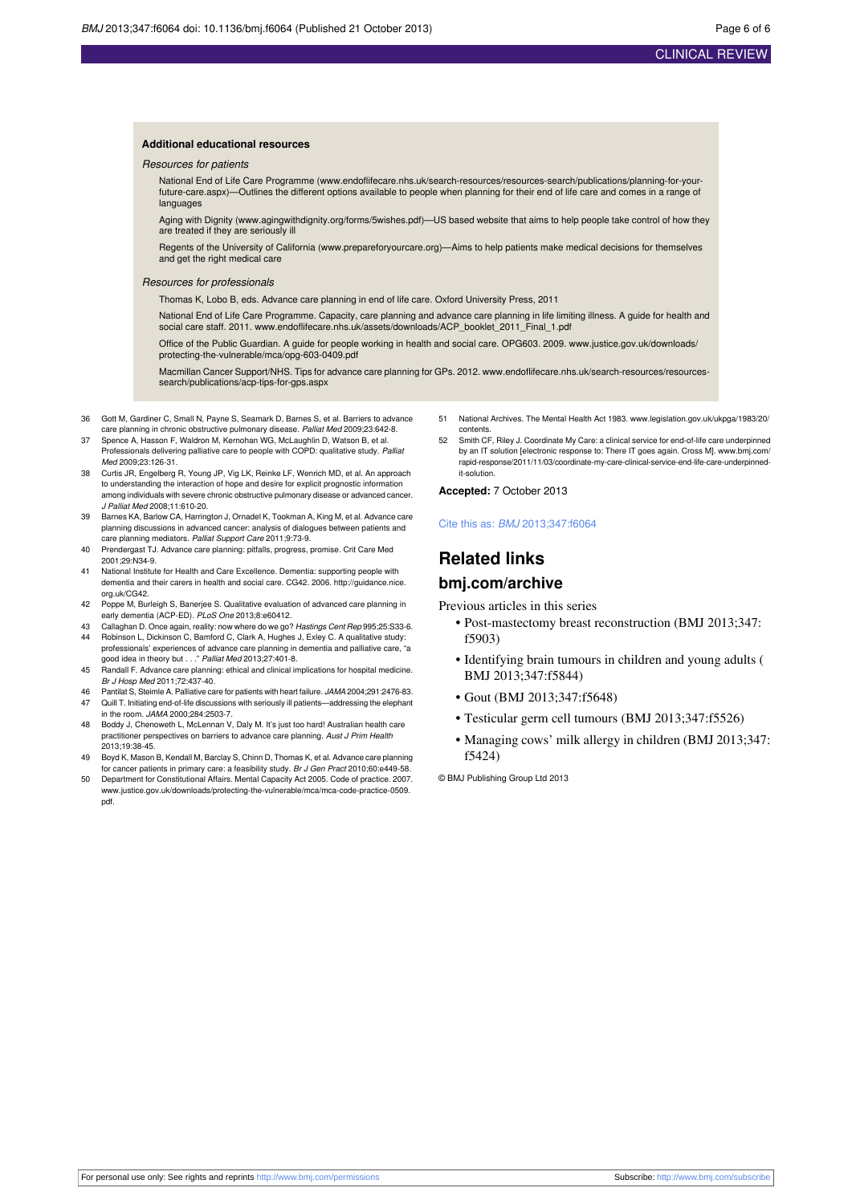**Additional educational resources**

*Resources for patients*

National End of Life Care Programme (www.endoflifecare.nhs.uk/search-resources/resources-search/publications/planning-for-your-future-care.aspx)—Outlines the different options available to people when planning for their end of life care and comes in a range of languages

Aging with Dignity (www.agingwithdignity.org/forms/5wishes.pdf)—US based website that aims to help people take control of how they are treated if they are seriously ill

Regents of the University of California (www.prepareforyourcare.org)—Aims to help patients make medical decisions for themselves and get the right medical care

*Resources for professionals*

Thomas K, Lobo B, eds. Advance care planning in end of life care. Oxford University Press, 2011

National End of Life Care Programme. Capacity, care planning and advance care planning in life limiting illness. A guide for health and social care staff. 2011. www.endoflifecare.nhs.uk/assets/downloads/ACP_booklet_2011_Final_1.pdf

Office of the Public Guardian. A guide for people working in health and social care. OPG603. 2009. www.justice.gov.uk/downloads/protecting-the-vulnerable/mca/opg-603-0409.pdf

Macmillan Cancer Support/NHS. Tips for advance care planning for GPs. 2012. www.endoflifecare.nhs.uk/search-resources/resources-search/publications/acp-tips-for-gps.aspx

36 Gott M, Gardiner C, Small N, Payne S, Seamark D, Barnes S, et al. Barriers to advance care planning in chronic obstructive pulmonary disease. *Palliat Med* 2009;23:642-8.
37 Spence A, Hasson F, Waldron M, Kernohan WG, McLaughlin D, Watson B, et al. Professionals delivering palliative care to people with COPD: qualitative study. *Palliat Med* 2009;23:126-31.
38 Curtis JR, Engelberg R, Young JP, Vig LK, Reinke LF, Wenrich MD, et al. An approach to understanding the interaction of hope and desire for explicit prognostic information among individuals with severe chronic obstructive pulmonary disease or advanced cancer. *J Palliat Med* 2008;11:610-20.
39 Barnes KA, Barlow CA, Harrington J, Ornadel K, Tookman A, King M, et al. Advance care planning discussions in advanced cancer: analysis of dialogues between patients and care planning mediators. *Palliat Support Care* 2011;9:73-9.
40 Prendergast TJ. Advance care planning: pitfalls, progress, promise. Crit Care Med 2001;29:N34-9.
41 National Institute for Health and Care Excellence. Dementia: supporting people with dementia and their carers in health and social care. CG42. 2006. http://guidance.nice.org.uk/CG42.
42 Poppe M, Burleigh S, Banerjee S. Qualitative evaluation of advanced care planning in early dementia (ACP-ED). *PLoS One* 2013;8:e60412.
43 Callaghan D. Once again, reality: now where do we go? *Hastings Cent Rep* 995;25:S33-6.
44 Robinson L, Dickinson C, Bamford C, Clark A, Hughes J, Exley C. A qualitative study: professionals' experiences of advance care planning in dementia and palliative care, "a good idea in theory but . . ." *Palliat Med* 2013;27:401-8.
45 Randall F. Advance care planning: ethical and clinical implications for hospital medicine. *Br J Hosp Med* 2011;72:437-40.
46 Pantilat S, Steimle A. Palliative care for patients with heart failure. *JAMA* 2004;291:2476-83.
47 Quill T. Initiating end-of-life discussions with seriously ill patients—addressing the elephant in the room. *JAMA* 2000;284:2503-7.
48 Boddy J, Chenoweth L, McLennan V, Daly M. It's just too hard! Australian health care practitioner perspectives on barriers to advance care planning. *Aust J Prim Health* 2013;19:38-45.
49 Boyd K, Mason B, Kendall M, Barclay S, Chinn D, Thomas K, et al. Advance care planning for cancer patients in primary care: a feasibility study. *Br J Gen Pract* 2010;60:e449-58.
50 Department for Constitutional Affairs. Mental Capacity Act 2005. Code of practice. 2007. www.justice.gov.uk/downloads/protecting-the-vulnerable/mca/mca-code-practice-0509.pdf.
51 National Archives. The Mental Health Act 1983. www.legislation.gov.uk/ukpga/1983/20/contents.
52 Smith CF, Riley J. Coordinate My Care: a clinical service for end-of-life care underpinned by an IT solution [electronic response to: There IT goes again. Cross M]. www.bmj.com/rapid-response/2011/11/03/coordinate-my-care-clinical-service-end-life-care-underpinned-it-solution.

**Accepted:** 7 October 2013

Cite this as: *BMJ* 2013;347:f6064

## Related links

### bmj.com/archive

Previous articles in this series

- Post-mastectomy breast reconstruction (BMJ 2013;347:f5903)
- Identifying brain tumours in children and young adults (BMJ 2013;347:f5844)
- Gout (BMJ 2013;347:f5648)
- Testicular germ cell tumours (BMJ 2013;347:f5526)
- Managing cows' milk allergy in children (BMJ 2013;347:f5424)

© BMJ Publishing Group Ltd 2013